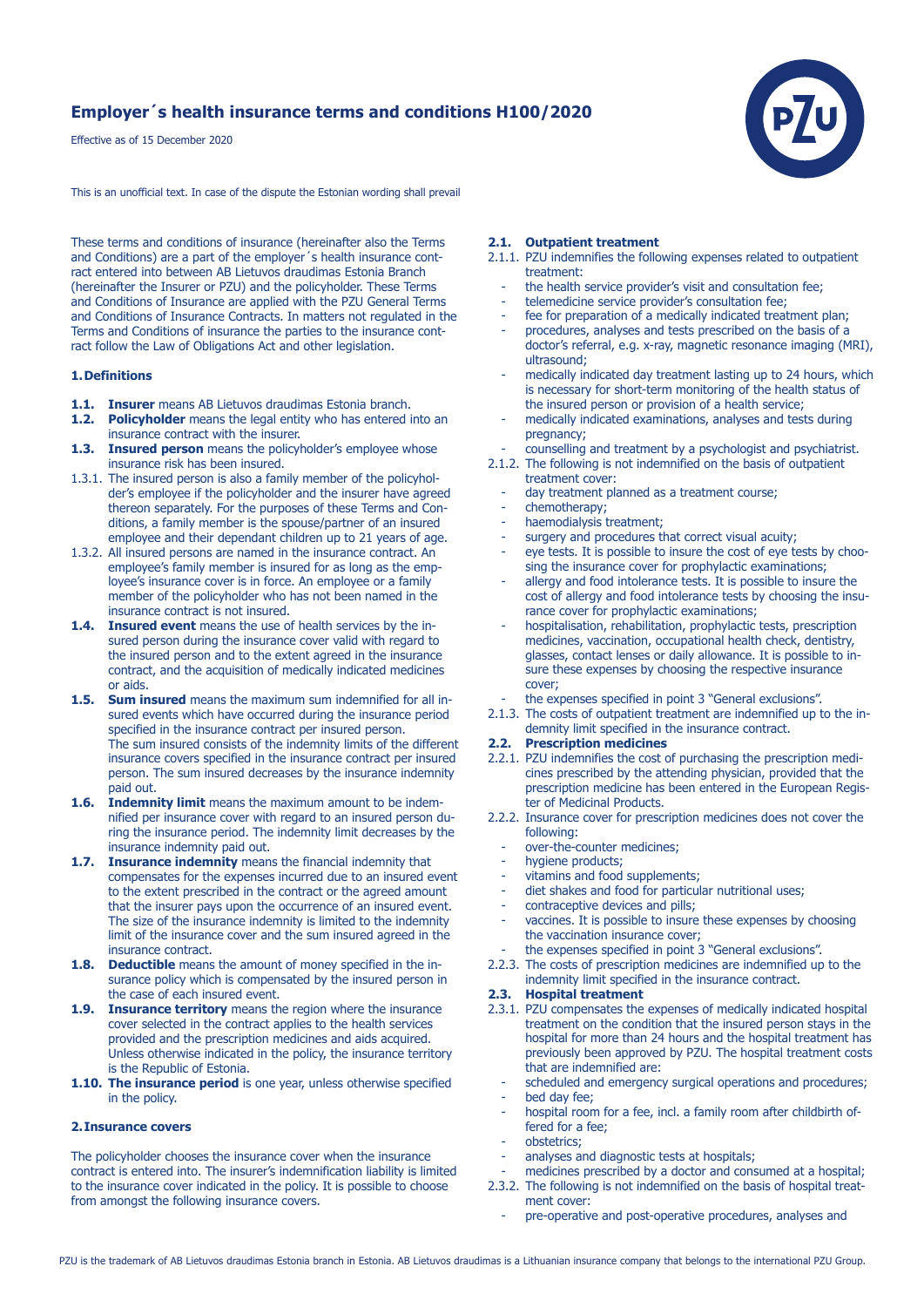# Employer´s health insurance terms and conditions H100/2020

Effective as of 15 December 2020

This is an unofficial text. In case of the dispute the Estonian wording shall prevail

These terms and conditions of insurance (hereinafter also the Terms and Conditions) are a part of the employer´s health insurance contract entered into between AB Lietuvos draudimas Estonia Branch (hereinafter the Insurer or PZU) and the policyholder. These Terms and Conditions of Insurance are applied with the PZU General Terms and Conditions of Insurance Contracts. In matters not regulated in the Terms and Conditions of insurance the parties to the insurance contract follow the Law of Obligations Act and other legislation.

## 1. Definitions

**1.1. Insurer** means AB Lietuvos draudimas Estonia branch.

**1.2. Policyholder** means the legal entity who has entered into an insurance contract with the insurer.

**1.3. Insured person** means the policyholder's employee whose insurance risk has been insured.

1.3.1. The insured person is also a family member of the policyholder's employee if the policyholder and the insurer have agreed thereon separately. For the purposes of these Terms and Conditions, a family member is the spouse/partner of an insured employee and their dependant children up to 21 years of age.

1.3.2. All insured persons are named in the insurance contract. An employee's family member is insured for as long as the employee's insurance cover is in force. An employee or a family member of the policyholder who has not been named in the insurance contract is not insured.

**1.4. Insured event** means the use of health services by the insured person during the insurance cover valid with regard to the insured person and to the extent agreed in the insurance contract, and the acquisition of medically indicated medicines or aids.

**1.5. Sum insured** means the maximum sum indemnified for all insured events which have occurred during the insurance period specified in the insurance contract per insured person.
The sum insured consists of the indemnity limits of the different insurance covers specified in the insurance contract per insured person. The sum insured decreases by the insurance indemnity paid out.

**1.6. Indemnity limit** means the maximum amount to be indemnified per insurance cover with regard to an insured person during the insurance period. The indemnity limit decreases by the insurance indemnity paid out.

**1.7. Insurance indemnity** means the financial indemnity that compensates for the expenses incurred due to an insured event to the extent prescribed in the contract or the agreed amount that the insurer pays upon the occurrence of an insured event. The size of the insurance indemnity is limited to the indemnity limit of the insurance cover and the sum insured agreed in the insurance contract.

**1.8. Deductible** means the amount of money specified in the insurance policy which is compensated by the insured person in the case of each insured event.

**1.9. Insurance territory** means the region where the insurance cover selected in the contract applies to the health services provided and the prescription medicines and aids acquired. Unless otherwise indicated in the policy, the insurance territory is the Republic of Estonia.

**1.10. The insurance period** is one year, unless otherwise specified in the policy.

## 2. Insurance covers

The policyholder chooses the insurance cover when the insurance contract is entered into. The insurer's indemnification liability is limited to the insurance cover indicated in the policy. It is possible to choose from amongst the following insurance covers.

### 2.1. Outpatient treatment

2.1.1. PZU indemnifies the following expenses related to outpatient treatment:

- the health service provider's visit and consultation fee;
- telemedicine service provider's consultation fee;
- fee for preparation of a medically indicated treatment plan;
- procedures, analyses and tests prescribed on the basis of a doctor's referral, e.g. x-ray, magnetic resonance imaging (MRI), ultrasound;
- medically indicated day treatment lasting up to 24 hours, which is necessary for short-term monitoring of the health status of the insured person or provision of a health service;
- medically indicated examinations, analyses and tests during pregnancy;
- counselling and treatment by a psychologist and psychiatrist.

2.1.2. The following is not indemnified on the basis of outpatient treatment cover:

- day treatment planned as a treatment course;
- chemotherapy;
- haemodialysis treatment;
- surgery and procedures that correct visual acuity;
- eye tests. It is possible to insure the cost of eye tests by choosing the insurance cover for prophylactic examinations;
- allergy and food intolerance tests. It is possible to insure the cost of allergy and food intolerance tests by choosing the insurance cover for prophylactic examinations;
- hospitalisation, rehabilitation, prophylactic tests, prescription medicines, vaccination, occupational health check, dentistry, glasses, contact lenses or daily allowance. It is possible to insure these expenses by choosing the respective insurance cover;
- the expenses specified in point 3 "General exclusions".

2.1.3. The costs of outpatient treatment are indemnified up to the indemnity limit specified in the insurance contract.

### 2.2. Prescription medicines

2.2.1. PZU indemnifies the cost of purchasing the prescription medicines prescribed by the attending physician, provided that the prescription medicine has been entered in the European Register of Medicinal Products.

2.2.2. Insurance cover for prescription medicines does not cover the following:

- over-the-counter medicines;
- hygiene products;
- vitamins and food supplements;
- diet shakes and food for particular nutritional uses;
- contraceptive devices and pills;
- vaccines. It is possible to insure these expenses by choosing the vaccination insurance cover;
- the expenses specified in point 3 "General exclusions".

2.2.3. The costs of prescription medicines are indemnified up to the indemnity limit specified in the insurance contract.

### 2.3. Hospital treatment

2.3.1. PZU compensates the expenses of medically indicated hospital treatment on the condition that the insured person stays in the hospital for more than 24 hours and the hospital treatment has previously been approved by PZU. The hospital treatment costs that are indemnified are:

- scheduled and emergency surgical operations and procedures;
- bed day fee;
- hospital room for a fee, incl. a family room after childbirth offered for a fee;
- obstetrics;
- analyses and diagnostic tests at hospitals;
- medicines prescribed by a doctor and consumed at a hospital;

2.3.2. The following is not indemnified on the basis of hospital treatment cover:

- pre-operative and post-operative procedures, analyses and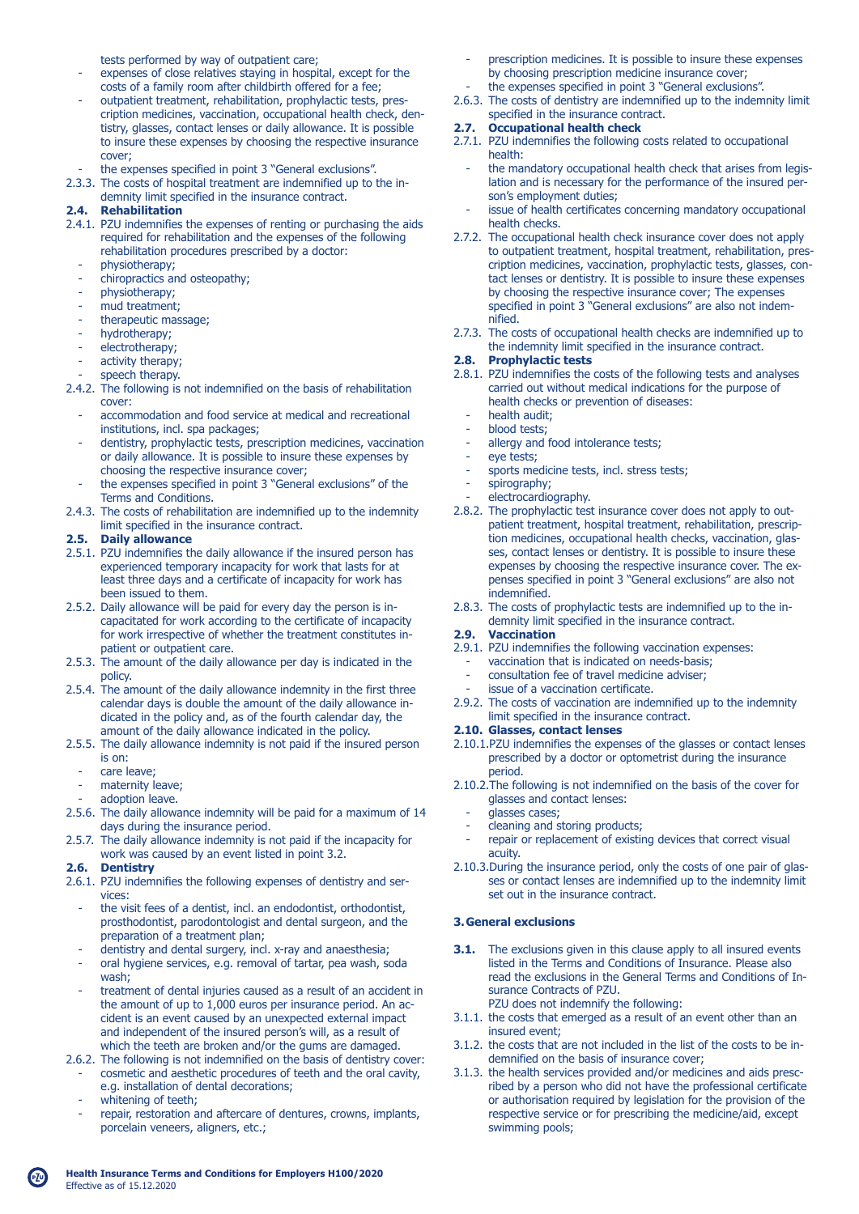tests performed by way of outpatient care;

- expenses of close relatives staying in hospital, except for the costs of a family room after childbirth offered for a fee;
- outpatient treatment, rehabilitation, prophylactic tests, prescription medicines, vaccination, occupational health check, dentistry, glasses, contact lenses or daily allowance. It is possible to insure these expenses by choosing the respective insurance cover;
- the expenses specified in point 3 "General exclusions".

2.3.3. The costs of hospital treatment are indemnified up to the indemnity limit specified in the insurance contract.

**2.4. Rehabilitation**

2.4.1. PZU indemnifies the expenses of renting or purchasing the aids required for rehabilitation and the expenses of the following rehabilitation procedures prescribed by a doctor:

- physiotherapy;
- chiropractics and osteopathy;
- physiotherapy;
- mud treatment;
- therapeutic massage;
- hydrotherapy;
- electrotherapy;
- activity therapy;
- speech therapy.

2.4.2. The following is not indemnified on the basis of rehabilitation cover:

- accommodation and food service at medical and recreational institutions, incl. spa packages;
- dentistry, prophylactic tests, prescription medicines, vaccination or daily allowance. It is possible to insure these expenses by choosing the respective insurance cover;
- the expenses specified in point 3 "General exclusions" of the Terms and Conditions.

2.4.3. The costs of rehabilitation are indemnified up to the indemnity limit specified in the insurance contract.

**2.5. Daily allowance**

2.5.1. PZU indemnifies the daily allowance if the insured person has experienced temporary incapacity for work that lasts for at least three days and a certificate of incapacity for work has been issued to them.

2.5.2. Daily allowance will be paid for every day the person is incapacitated for work according to the certificate of incapacity for work irrespective of whether the treatment constitutes inpatient or outpatient care.

2.5.3. The amount of the daily allowance per day is indicated in the policy.

2.5.4. The amount of the daily allowance indemnity in the first three calendar days is double the amount of the daily allowance indicated in the policy and, as of the fourth calendar day, the amount of the daily allowance indicated in the policy.

2.5.5. The daily allowance indemnity is not paid if the insured person is on:

- care leave;
- maternity leave;
- adoption leave.

2.5.6. The daily allowance indemnity will be paid for a maximum of 14 days during the insurance period.

2.5.7. The daily allowance indemnity is not paid if the incapacity for work was caused by an event listed in point 3.2.

**2.6. Dentistry**

2.6.1. PZU indemnifies the following expenses of dentistry and services:

- the visit fees of a dentist, incl. an endodontist, orthodontist, prosthodontist, parodontologist and dental surgeon, and the preparation of a treatment plan;
- dentistry and dental surgery, incl. x-ray and anaesthesia;
- oral hygiene services, e.g. removal of tartar, pea wash, soda wash;
- treatment of dental injuries caused as a result of an accident in the amount of up to 1,000 euros per insurance period. An accident is an event caused by an unexpected external impact and independent of the insured person's will, as a result of which the teeth are broken and/or the gums are damaged.

2.6.2. The following is not indemnified on the basis of dentistry cover:

- cosmetic and aesthetic procedures of teeth and the oral cavity, e.g. installation of dental decorations;
- whitening of teeth;
- repair, restoration and aftercare of dentures, crowns, implants, porcelain veneers, aligners, etc.;
- prescription medicines. It is possible to insure these expenses by choosing prescription medicine insurance cover;
- the expenses specified in point 3 "General exclusions".

2.6.3. The costs of dentistry are indemnified up to the indemnity limit specified in the insurance contract.

**2.7. Occupational health check**

2.7.1. PZU indemnifies the following costs related to occupational health:

- the mandatory occupational health check that arises from legislation and is necessary for the performance of the insured person's employment duties;
- issue of health certificates concerning mandatory occupational health checks.

2.7.2. The occupational health check insurance cover does not apply to outpatient treatment, hospital treatment, rehabilitation, prescription medicines, vaccination, prophylactic tests, glasses, contact lenses or dentistry. It is possible to insure these expenses by choosing the respective insurance cover; The expenses specified in point 3 "General exclusions" are also not indemnified.

2.7.3. The costs of occupational health checks are indemnified up to the indemnity limit specified in the insurance contract.

**2.8. Prophylactic tests**

2.8.1. PZU indemnifies the costs of the following tests and analyses carried out without medical indications for the purpose of health checks or prevention of diseases:

- health audit;
- blood tests;
- allergy and food intolerance tests;
- eye tests;
- sports medicine tests, incl. stress tests;
- spirography;
- electrocardiography.

2.8.2. The prophylactic test insurance cover does not apply to outpatient treatment, hospital treatment, rehabilitation, prescription medicines, occupational health checks, vaccination, glasses, contact lenses or dentistry. It is possible to insure these expenses by choosing the respective insurance cover. The expenses specified in point 3 "General exclusions" are also not indemnified.

2.8.3. The costs of prophylactic tests are indemnified up to the indemnity limit specified in the insurance contract.

**2.9. Vaccination**

2.9.1. PZU indemnifies the following vaccination expenses:

- vaccination that is indicated on needs-basis;
- consultation fee of travel medicine adviser;
- issue of a vaccination certificate.

2.9.2. The costs of vaccination are indemnified up to the indemnity limit specified in the insurance contract.

**2.10. Glasses, contact lenses**

2.10.1. PZU indemnifies the expenses of the glasses or contact lenses prescribed by a doctor or optometrist during the insurance period.

2.10.2. The following is not indemnified on the basis of the cover for glasses and contact lenses:

- glasses cases;
- cleaning and storing products;
- repair or replacement of existing devices that correct visual acuity.

2.10.3. During the insurance period, only the costs of one pair of glasses or contact lenses are indemnified up to the indemnity limit set out in the insurance contract.

## 3. General exclusions

**3.1.** The exclusions given in this clause apply to all insured events listed in the Terms and Conditions of Insurance. Please also read the exclusions in the General Terms and Conditions of Insurance Contracts of PZU.
PZU does not indemnify the following:

3.1.1. the costs that emerged as a result of an event other than an insured event;

3.1.2. the costs that are not included in the list of the costs to be indemnified on the basis of insurance cover;

3.1.3. the health services provided and/or medicines and aids prescribed by a person who did not have the professional certificate or authorisation required by legislation for the provision of the respective service or for prescribing the medicine/aid, except swimming pools;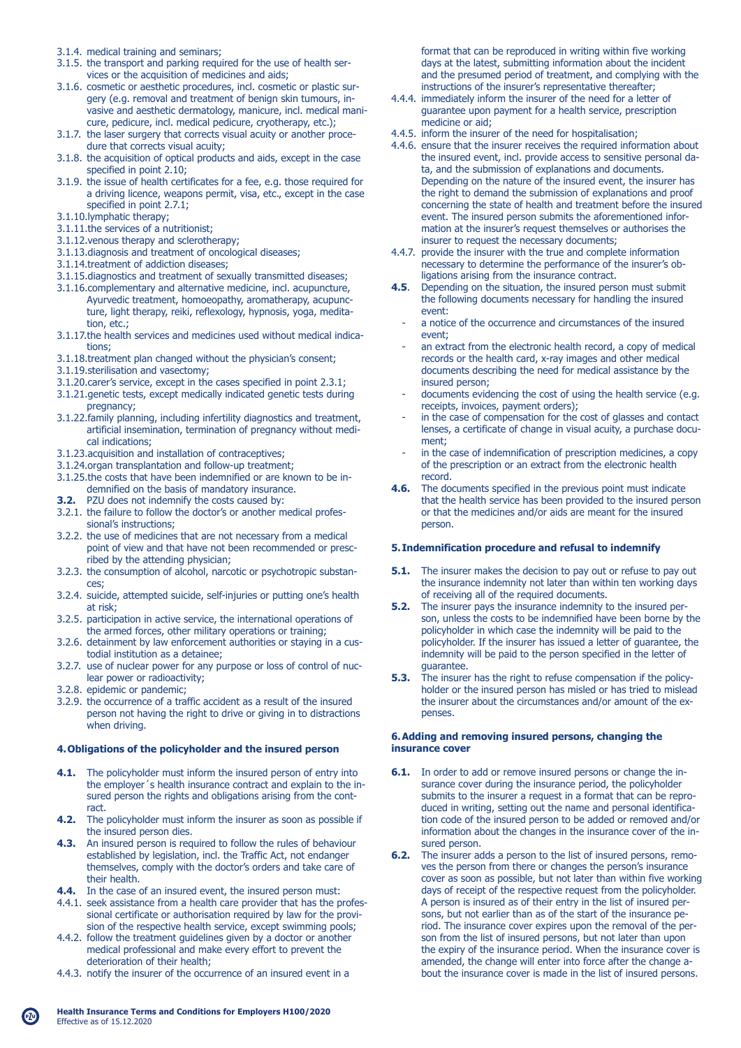3.1.4. medical training and seminars;

3.1.5. the transport and parking required for the use of health services or the acquisition of medicines and aids;

3.1.6. cosmetic or aesthetic procedures, incl. cosmetic or plastic surgery (e.g. removal and treatment of benign skin tumours, invasive and aesthetic dermatology, manicure, incl. medical manicure, pedicure, incl. medical pedicure, cryotherapy, etc.);

3.1.7. the laser surgery that corrects visual acuity or another procedure that corrects visual acuity;

3.1.8. the acquisition of optical products and aids, except in the case specified in point 2.10;

3.1.9. the issue of health certificates for a fee, e.g. those required for a driving licence, weapons permit, visa, etc., except in the case specified in point 2.7.1;

3.1.10. lymphatic therapy;

3.1.11. the services of a nutritionist;

3.1.12. venous therapy and sclerotherapy;

3.1.13. diagnosis and treatment of oncological diseases;

3.1.14. treatment of addiction diseases;

3.1.15. diagnostics and treatment of sexually transmitted diseases;

3.1.16. complementary and alternative medicine, incl. acupuncture, Ayurvedic treatment, homoeopathy, aromatherapy, acupuncture, light therapy, reiki, reflexology, hypnosis, yoga, meditation, etc.;

3.1.17. the health services and medicines used without medical indications;

3.1.18. treatment plan changed without the physician's consent;

3.1.19. sterilisation and vasectomy;

3.1.20. carer's service, except in the cases specified in point 2.3.1;

3.1.21. genetic tests, except medically indicated genetic tests during pregnancy;

3.1.22. family planning, including infertility diagnostics and treatment, artificial insemination, termination of pregnancy without medical indications;

3.1.23. acquisition and installation of contraceptives;

3.1.24. organ transplantation and follow-up treatment;

3.1.25. the costs that have been indemnified or are known to be indemnified on the basis of mandatory insurance.

**3.2.** PZU does not indemnify the costs caused by:

3.2.1. the failure to follow the doctor's or another medical professional's instructions;

3.2.2. the use of medicines that are not necessary from a medical point of view and that have not been recommended or prescribed by the attending physician;

3.2.3. the consumption of alcohol, narcotic or psychotropic substances;

3.2.4. suicide, attempted suicide, self-injuries or putting one's health at risk;

3.2.5. participation in active service, the international operations of the armed forces, other military operations or training;

3.2.6. detainment by law enforcement authorities or staying in a custodial institution as a detainee;

3.2.7. use of nuclear power for any purpose or loss of control of nuclear power or radioactivity;

3.2.8. epidemic or pandemic;

3.2.9. the occurrence of a traffic accident as a result of the insured person not having the right to drive or giving in to distractions when driving.

## 4. Obligations of the policyholder and the insured person

**4.1.** The policyholder must inform the insured person of entry into the employer´s health insurance contract and explain to the insured person the rights and obligations arising from the contract.

**4.2.** The policyholder must inform the insurer as soon as possible if the insured person dies.

**4.3.** An insured person is required to follow the rules of behaviour established by legislation, incl. the Traffic Act, not endanger themselves, comply with the doctor's orders and take care of their health.

**4.4.** In the case of an insured event, the insured person must:

4.4.1. seek assistance from a health care provider that has the professional certificate or authorisation required by law for the provision of the respective health service, except swimming pools;

4.4.2. follow the treatment guidelines given by a doctor or another medical professional and make every effort to prevent the deterioration of their health;

4.4.3. notify the insurer of the occurrence of an insured event in a format that can be reproduced in writing within five working days at the latest, submitting information about the incident and the presumed period of treatment, and complying with the instructions of the insurer's representative thereafter;

4.4.4. immediately inform the insurer of the need for a letter of guarantee upon payment for a health service, prescription medicine or aid;

4.4.5. inform the insurer of the need for hospitalisation;

4.4.6. ensure that the insurer receives the required information about the insured event, incl. provide access to sensitive personal data, and the submission of explanations and documents. Depending on the nature of the insured event, the insurer has the right to demand the submission of explanations and proof concerning the state of health and treatment before the insured event. The insured person submits the aforementioned information at the insurer's request themselves or authorises the insurer to request the necessary documents;

4.4.7. provide the insurer with the true and complete information necessary to determine the performance of the insurer's obligations arising from the insurance contract.

**4.5.** Depending on the situation, the insured person must submit the following documents necessary for handling the insured event:

- a notice of the occurrence and circumstances of the insured event;
- an extract from the electronic health record, a copy of medical records or the health card, x-ray images and other medical documents describing the need for medical assistance by the insured person;
- documents evidencing the cost of using the health service (e.g. receipts, invoices, payment orders);
- in the case of compensation for the cost of glasses and contact lenses, a certificate of change in visual acuity, a purchase document;
- in the case of indemnification of prescription medicines, a copy of the prescription or an extract from the electronic health record.

**4.6.** The documents specified in the previous point must indicate that the health service has been provided to the insured person or that the medicines and/or aids are meant for the insured person.

## 5. Indemnification procedure and refusal to indemnify

**5.1.** The insurer makes the decision to pay out or refuse to pay out the insurance indemnity not later than within ten working days of receiving all of the required documents.

**5.2.** The insurer pays the insurance indemnity to the insured person, unless the costs to be indemnified have been borne by the policyholder in which case the indemnity will be paid to the policyholder. If the insurer has issued a letter of guarantee, the indemnity will be paid to the person specified in the letter of guarantee.

**5.3.** The insurer has the right to refuse compensation if the policyholder or the insured person has misled or has tried to mislead the insurer about the circumstances and/or amount of the expenses.

## 6. Adding and removing insured persons, changing the insurance cover

**6.1.** In order to add or remove insured persons or change the insurance cover during the insurance period, the policyholder submits to the insurer a request in a format that can be reproduced in writing, setting out the name and personal identification code of the insured person to be added or removed and/or information about the changes in the insurance cover of the insured person.

**6.2.** The insurer adds a person to the list of insured persons, removes the person from there or changes the person's insurance cover as soon as possible, but not later than within five working days of receipt of the respective request from the policyholder. A person is insured as of their entry in the list of insured persons, but not earlier than as of the start of the insurance period. The insurance cover expires upon the removal of the person from the list of insured persons, but not later than upon the expiry of the insurance period. When the insurance cover is amended, the change will enter into force after the change about the insurance cover is made in the list of insured persons.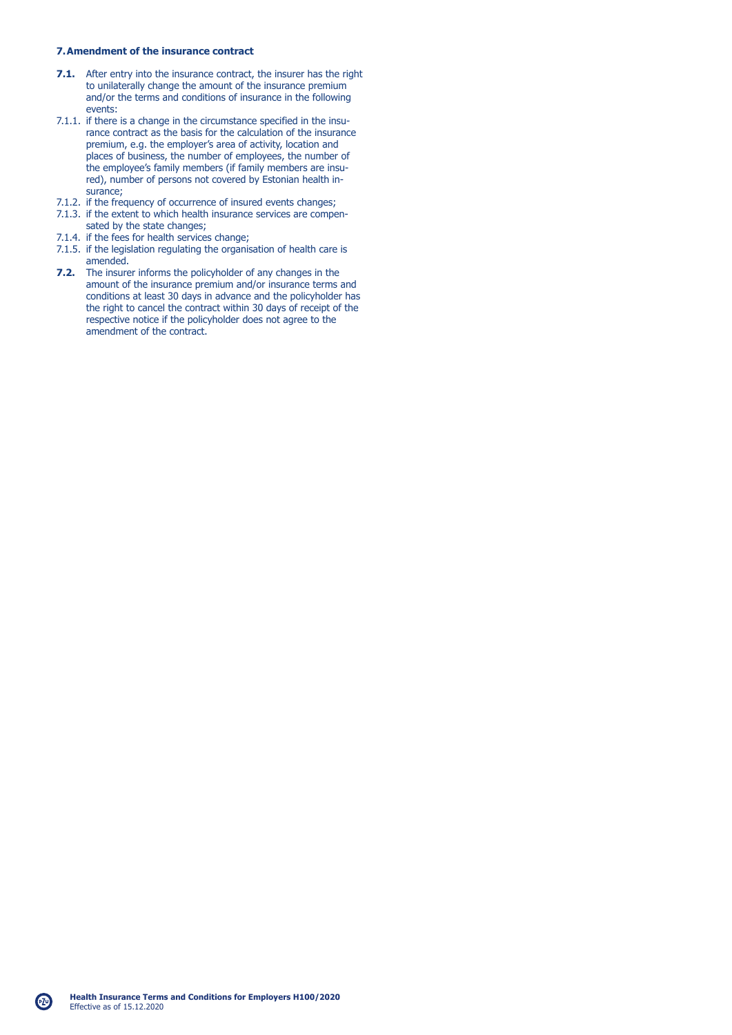### 7. Amendment of the insurance contract

**7.1.** After entry into the insurance contract, the insurer has the right to unilaterally change the amount of the insurance premium and/or the terms and conditions of insurance in the following events:

7.1.1. if there is a change in the circumstance specified in the insurance contract as the basis for the calculation of the insurance premium, e.g. the employer's area of activity, location and places of business, the number of employees, the number of the employee's family members (if family members are insured), number of persons not covered by Estonian health insurance;

7.1.2. if the frequency of occurrence of insured events changes;

7.1.3. if the extent to which health insurance services are compensated by the state changes;

7.1.4. if the fees for health services change;

7.1.5. if the legislation regulating the organisation of health care is amended.

**7.2.** The insurer informs the policyholder of any changes in the amount of the insurance premium and/or insurance terms and conditions at least 30 days in advance and the policyholder has the right to cancel the contract within 30 days of receipt of the respective notice if the policyholder does not agree to the amendment of the contract.